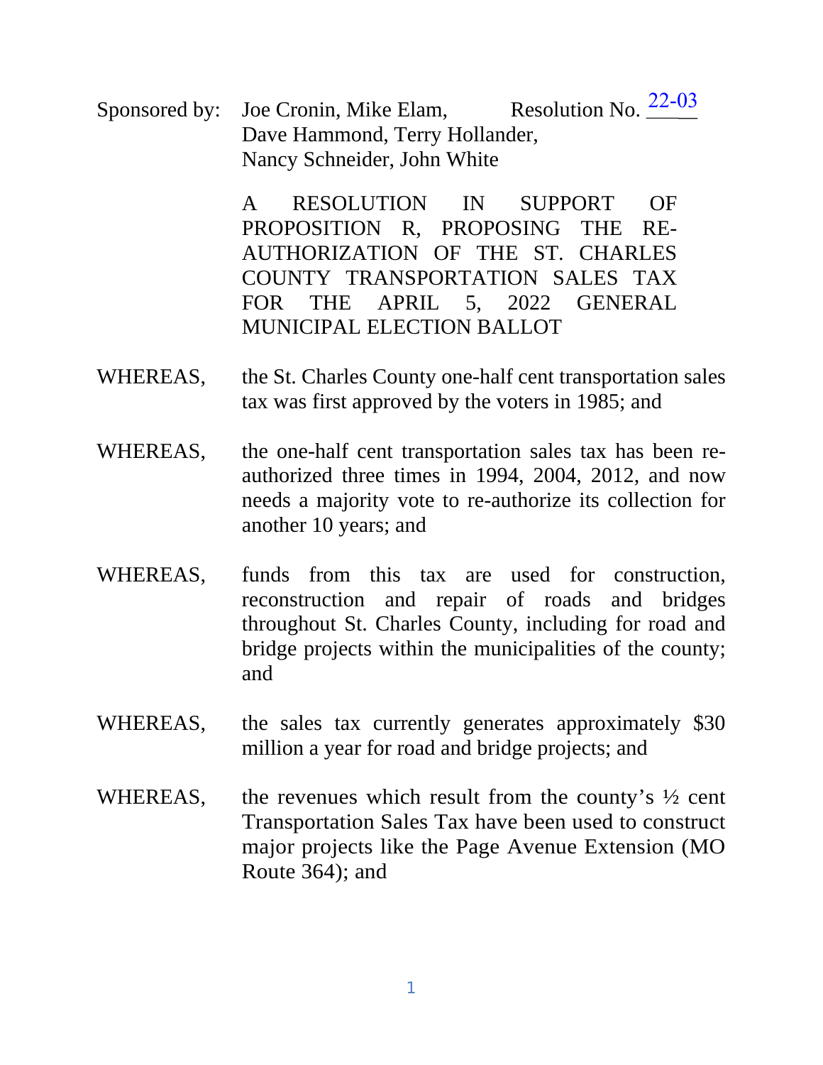Sponsored by: Joe Cronin, Mike Elam, Dave Hammond, Terry Hollander, Nancy Schneider, John White

Resolution No. 22-03

A RESOLUTION IN SUPPORT OF PROPOSITION R, PROPOSING THE RE-AUTHORIZATION OF THE ST. CHARLES COUNTY TRANSPORTATION SALES TAX FOR THE APRIL 5, 2022 GENERAL MUNICIPAL ELECTION BALLOT

WHEREAS, the St. Charles County one-half cent transportation sales tax was first approved by the voters in 1985; and

WHEREAS, the one-half cent transportation sales tax has been re-authorized three times in 1994, 2004, 2012, and now needs a majority vote to re-authorize its collection for another 10 years; and

WHEREAS, funds from this tax are used for construction, reconstruction and repair of roads and bridges throughout St. Charles County, including for road and bridge projects within the municipalities of the county; and

WHEREAS, the sales tax currently generates approximately $30 million a year for road and bridge projects; and

WHEREAS, the revenues which result from the county's ½ cent Transportation Sales Tax have been used to construct major projects like the Page Avenue Extension (MO Route 364); and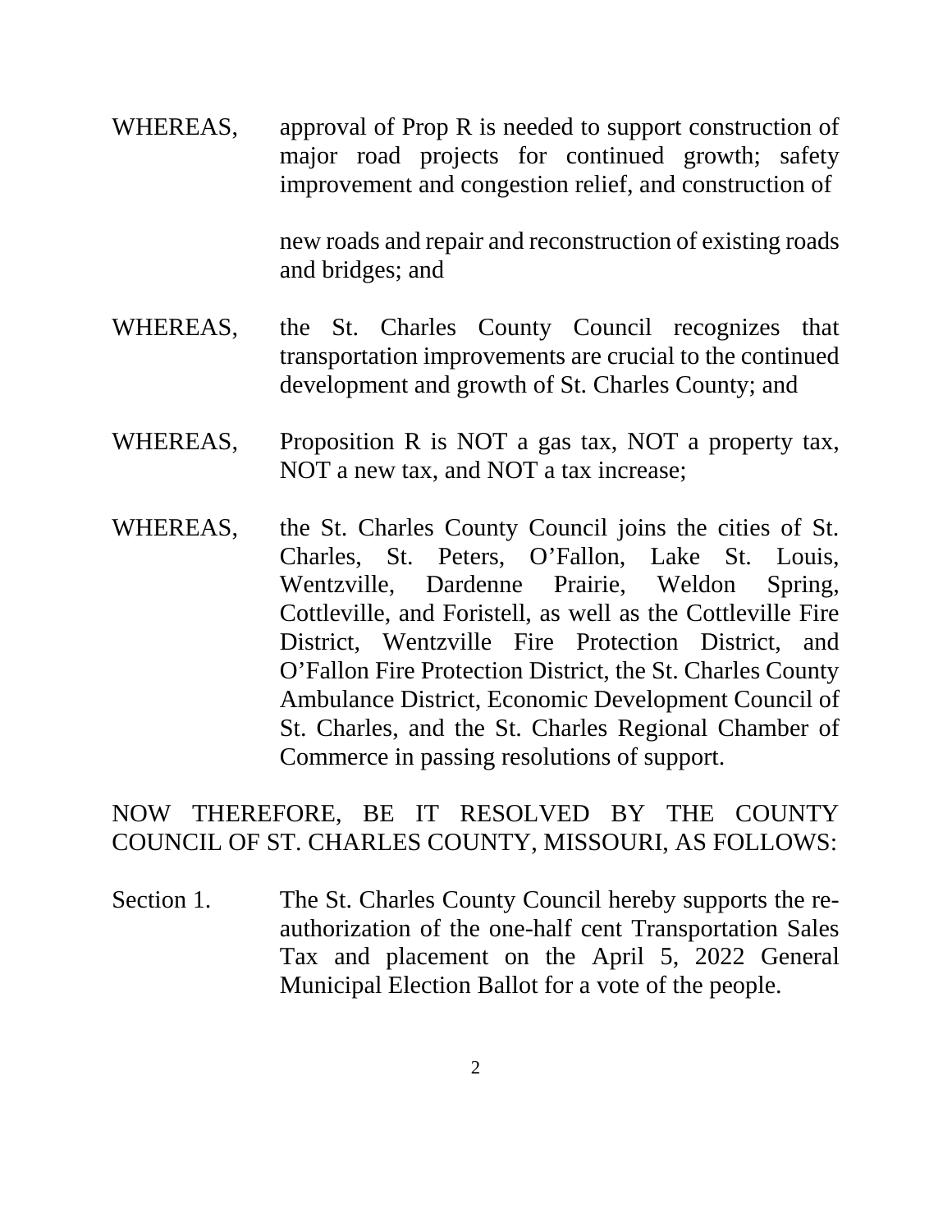WHEREAS, approval of Prop R is needed to support construction of major road projects for continued growth; safety improvement and congestion relief, and construction of new roads and repair and reconstruction of existing roads and bridges; and

WHEREAS, the St. Charles County Council recognizes that transportation improvements are crucial to the continued development and growth of St. Charles County; and

WHEREAS, Proposition R is NOT a gas tax, NOT a property tax, NOT a new tax, and NOT a tax increase;

WHEREAS, the St. Charles County Council joins the cities of St. Charles, St. Peters, O'Fallon, Lake St. Louis, Wentzville, Dardenne Prairie, Weldon Spring, Cottleville, and Foristell, as well as the Cottleville Fire District, Wentzville Fire Protection District, and O'Fallon Fire Protection District, the St. Charles County Ambulance District, Economic Development Council of St. Charles, and the St. Charles Regional Chamber of Commerce in passing resolutions of support.

NOW THEREFORE, BE IT RESOLVED BY THE COUNTY COUNCIL OF ST. CHARLES COUNTY, MISSOURI, AS FOLLOWS:

Section 1. The St. Charles County Council hereby supports the re-authorization of the one-half cent Transportation Sales Tax and placement on the April 5, 2022 General Municipal Election Ballot for a vote of the people.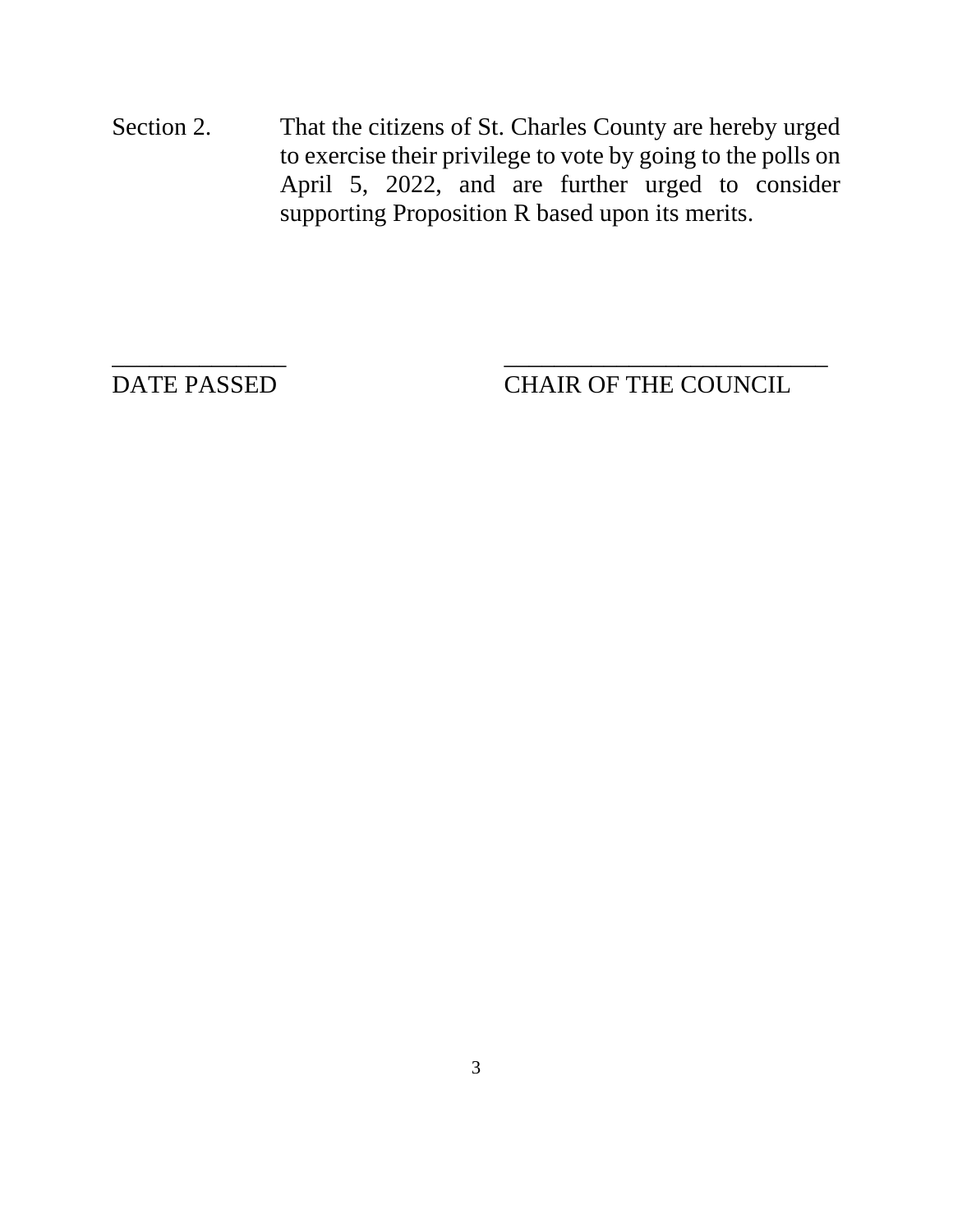Section 2. That the citizens of St. Charles County are hereby urged to exercise their privilege to vote by going to the polls on April 5, 2022, and are further urged to consider supporting Proposition R based upon its merits.

______________  ________________________

DATE PASSED  CHAIR OF THE COUNCIL